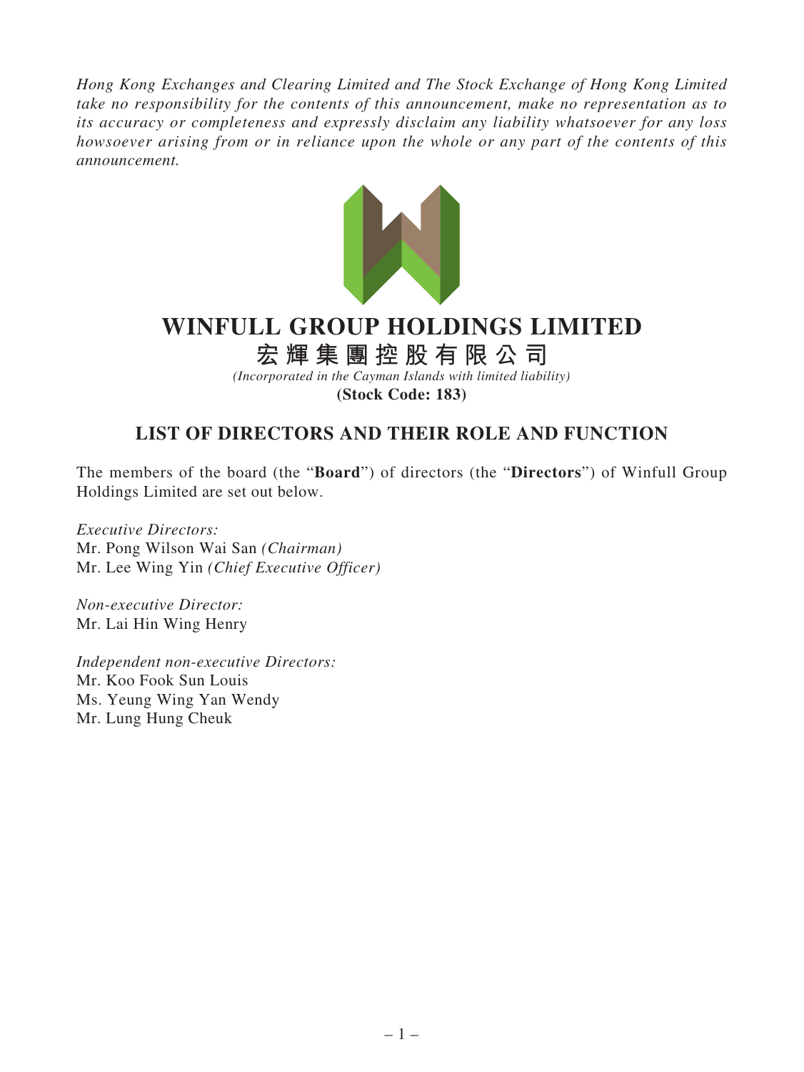*Hong Kong Exchanges and Clearing Limited and The Stock Exchange of Hong Kong Limited take no responsibility for the contents of this announcement, make no representation as to its accuracy or completeness and expressly disclaim any liability whatsoever for any loss howsoever arising from or in reliance upon the whole or any part of the contents of this announcement.*

# WINFULL GROUP HOLDINGS LIMITED

# 宏輝集團控股有限公司

*(Incorporated in the Cayman Islands with limited liability)*

**(Stock Code: 183)**

## LIST OF DIRECTORS AND THEIR ROLE AND FUNCTION

The members of the board (the "**Board**") of directors (the "**Directors**") of Winfull Group Holdings Limited are set out below.

*Executive Directors:*
Mr. Pong Wilson Wai San *(Chairman)*
Mr. Lee Wing Yin *(Chief Executive Officer)*

*Non-executive Director:*
Mr. Lai Hin Wing Henry

*Independent non-executive Directors:*
Mr. Koo Fook Sun Louis
Ms. Yeung Wing Yan Wendy
Mr. Lung Hung Cheuk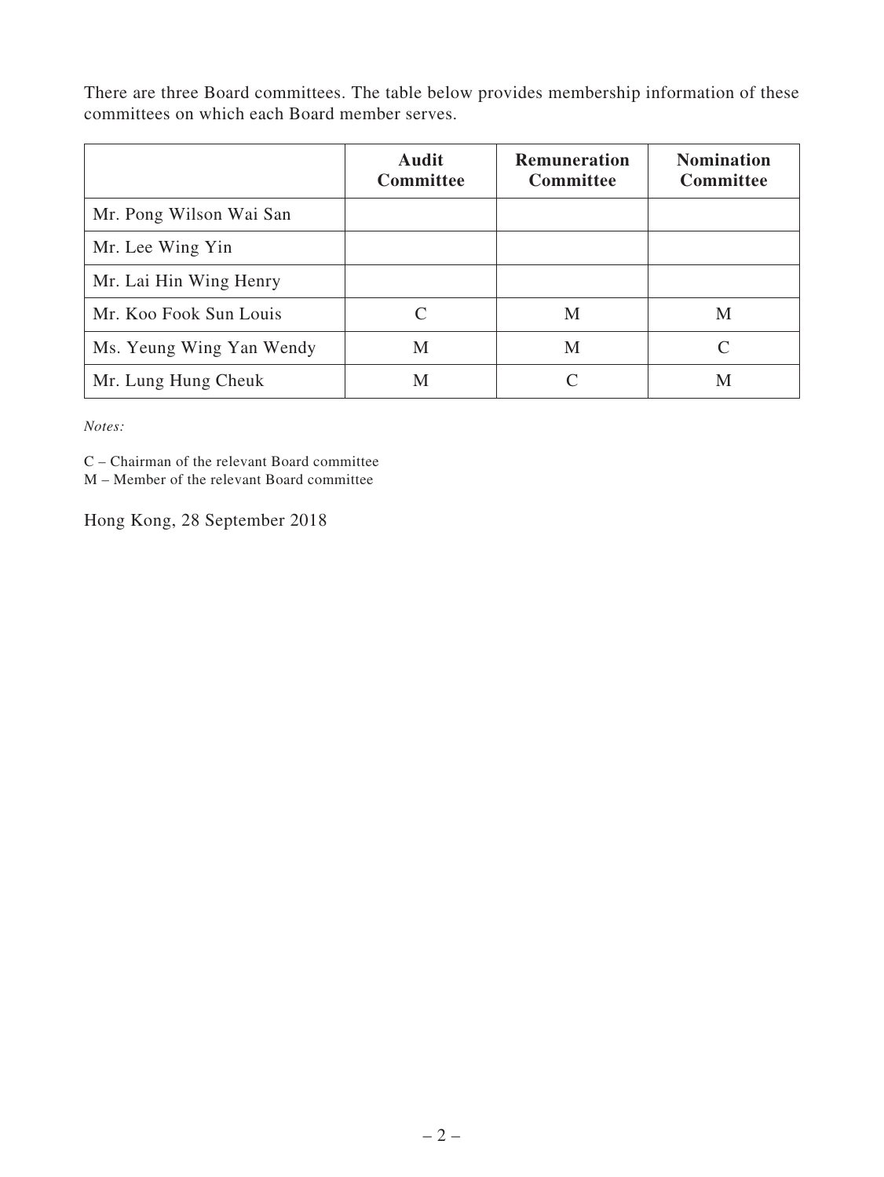There are three Board committees. The table below provides membership information of these committees on which each Board member serves.

| | Audit Committee | Remuneration Committee | Nomination Committee |
|---|---|---|---|
| Mr. Pong Wilson Wai San | | | |
| Mr. Lee Wing Yin | | | |
| Mr. Lai Hin Wing Henry | | | |
| Mr. Koo Fook Sun Louis | C | M | M |
| Ms. Yeung Wing Yan Wendy | M | M | C |
| Mr. Lung Hung Cheuk | M | C | M |

*Notes:*

C – Chairman of the relevant Board committee
M – Member of the relevant Board committee

Hong Kong, 28 September 2018